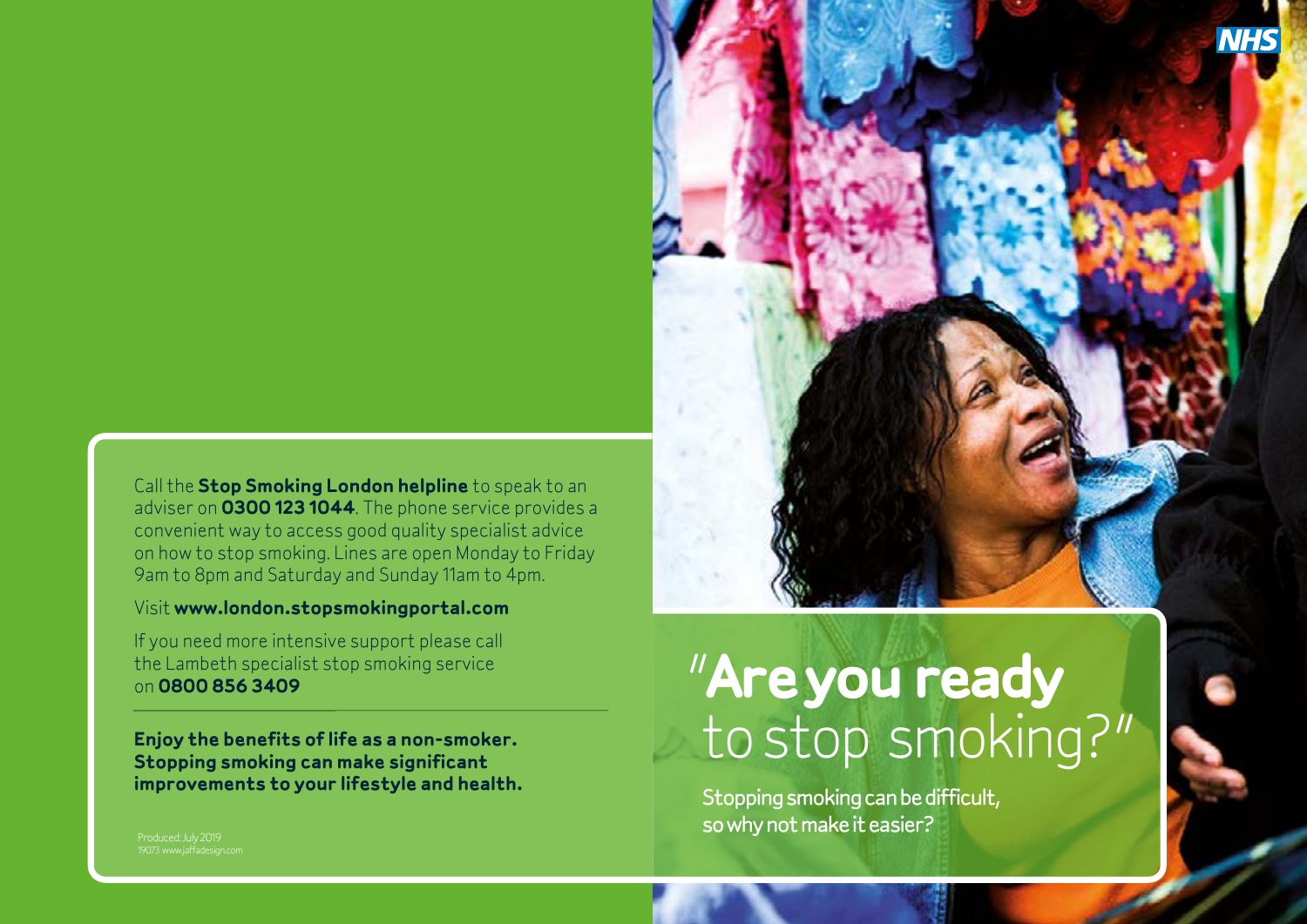NHS

Call the **Stop Smoking London helpline** to speak to an adviser on **0300 123 1044**. The phone service provides a convenient way to access good quality specialist advice on how to stop smoking. Lines are open Monday to Friday 9am to 8pm and Saturday and Sunday 11am to 4pm.

Visit **www.london.stopsmokingportal.com**

If you need more intensive support please call the Lambeth specialist stop smoking service on **0800 856 3409**

**Enjoy the benefits of life as a non-smoker. Stopping smoking can make significant improvements to your lifestyle and health.**

Produced: July 2019
19073 www.jaffadesign.com

# "**Are you ready** to stop smoking?"

Stopping smoking can be difficult, so why not make it easier?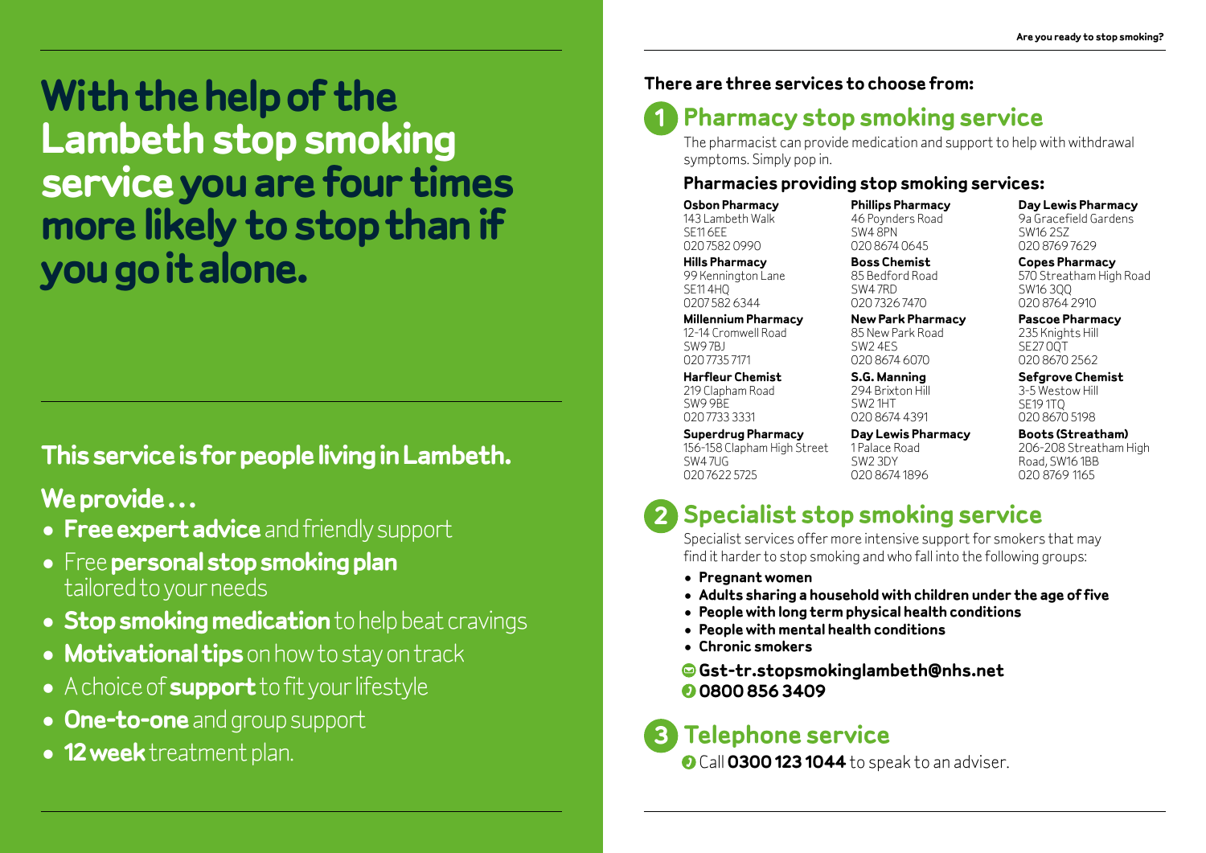# With the help of the Lambeth stop smoking service you are four times more likely to stop than if you go it alone.

## This service is for people living in Lambeth.

### We provide . . .

- **Free expert advice** and friendly support
- Free **personal stop smoking plan** tailored to your needs
- **Stop smoking medication** to help beat cravings
- **Motivational tips** on how to stay on track
- A choice of **support** to fit your lifestyle
- **One-to-one** and group support
- **12 week** treatment plan.

**There are three services to choose from:**

## 1 Pharmacy stop smoking service

The pharmacist can provide medication and support to help with withdrawal symptoms. Simply pop in.

### Pharmacies providing stop smoking services:

**Osbon Pharmacy**
143 Lambeth Walk
SE11 6EE
020 7582 0990

**Hills Pharmacy**
99 Kennington Lane
SE11 4HQ
0207 582 6344

**Millennium Pharmacy**
12-14 Cromwell Road
SW9 7BJ
020 7735 7171

**Harfleur Chemist**
219 Clapham Road
SW9 9BE
020 7733 3331

**Superdrug Pharmacy**
156-158 Clapham High Street
SW4 7UG
020 7622 5725

**Phillips Pharmacy**
46 Poynders Road
SW4 8PN
020 8674 0645

**Boss Chemist**
85 Bedford Road
SW4 7RD
020 7326 7470

**New Park Pharmacy**
85 New Park Road
SW2 4ES
020 8674 6070

**S.G. Manning**
294 Brixton Hill
SW2 1HT
020 8674 4391

**Day Lewis Pharmacy**
1 Palace Road
SW2 3DY
020 8674 1896

**Day Lewis Pharmacy**
9a Gracefield Gardens
SW16 2SZ
020 8769 7629

**Copes Pharmacy**
570 Streatham High Road
SW16 3QQ
020 8764 2910

**Pascoe Pharmacy**
235 Knights Hill
SE27 0QT
020 8670 2562

**Sefgrove Chemist**
3-5 Westow Hill
SE19 1TQ
020 8670 5198

**Boots (Streatham)**
206-208 Streatham High Road, SW16 1BB
020 8769 1165

## 2 Specialist stop smoking service

Specialist services offer more intensive support for smokers that may find it harder to stop smoking and who fall into the following groups:

- **Pregnant women**
- **Adults sharing a household with children under the age of five**
- **People with long term physical health conditions**
- **People with mental health conditions**
- **Chronic smokers**

**Gst-tr.stopsmokinglambeth@nhs.net**
**0800 856 3409**

## 3 Telephone service

Call **0300 123 1044** to speak to an adviser.